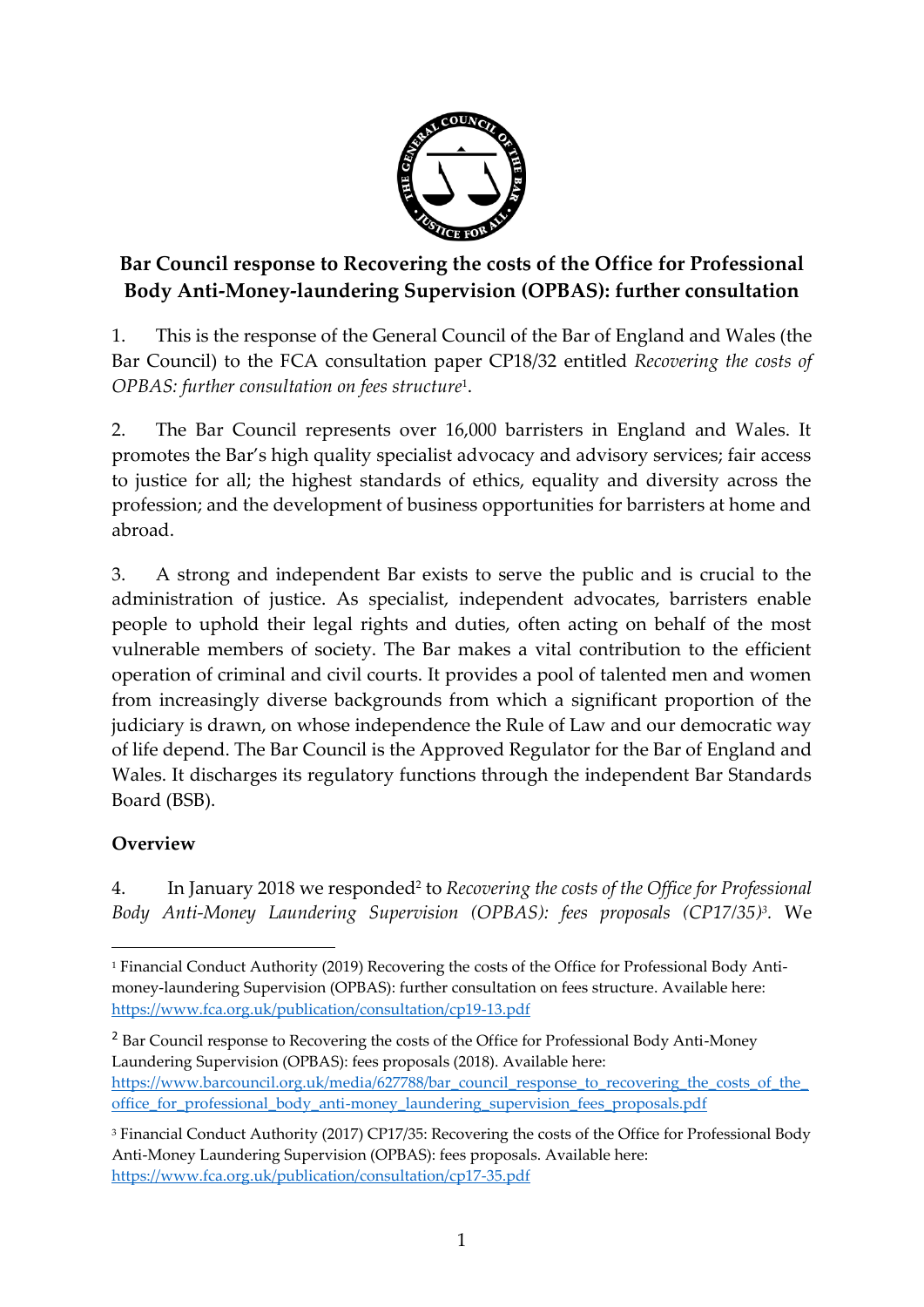# Bar Council response to Recovering the costs of the Office for Professional Body Anti-Money-laundering Supervision (OPBAS): further consultation

1. This is the response of the General Council of the Bar of England and Wales (the Bar Council) to the FCA consultation paper CP18/32 entitled *Recovering the costs of OPBAS: further consultation on fees structure*[1].

2. The Bar Council represents over 16,000 barristers in England and Wales. It promotes the Bar's high quality specialist advocacy and advisory services; fair access to justice for all; the highest standards of ethics, equality and diversity across the profession; and the development of business opportunities for barristers at home and abroad.

3. A strong and independent Bar exists to serve the public and is crucial to the administration of justice. As specialist, independent advocates, barristers enable people to uphold their legal rights and duties, often acting on behalf of the most vulnerable members of society. The Bar makes a vital contribution to the efficient operation of criminal and civil courts. It provides a pool of talented men and women from increasingly diverse backgrounds from which a significant proportion of the judiciary is drawn, on whose independence the Rule of Law and our democratic way of life depend. The Bar Council is the Approved Regulator for the Bar of England and Wales. It discharges its regulatory functions through the independent Bar Standards Board (BSB).

## Overview

4. In January 2018 we responded[2] to *Recovering the costs of the Office for Professional Body Anti-Money Laundering Supervision (OPBAS): fees proposals (CP17/35)*[3]. We

---

[1] Financial Conduct Authority (2019) Recovering the costs of the Office for Professional Body Anti-money-laundering Supervision (OPBAS): further consultation on fees structure. Available here: https://www.fca.org.uk/publication/consultation/cp19-13.pdf

[2] Bar Council response to Recovering the costs of the Office for Professional Body Anti-Money Laundering Supervision (OPBAS): fees proposals (2018). Available here: https://www.barcouncil.org.uk/media/627788/bar_council_response_to_recovering_the_costs_of_the_office_for_professional_body_anti_money_laundering_supervision_fees_proposals.pdf

[3] Financial Conduct Authority (2017) CP17/35: Recovering the costs of the Office for Professional Body Anti-Money Laundering Supervision (OPBAS): fees proposals. Available here: https://www.fca.org.uk/publication/consultation/cp17-35.pdf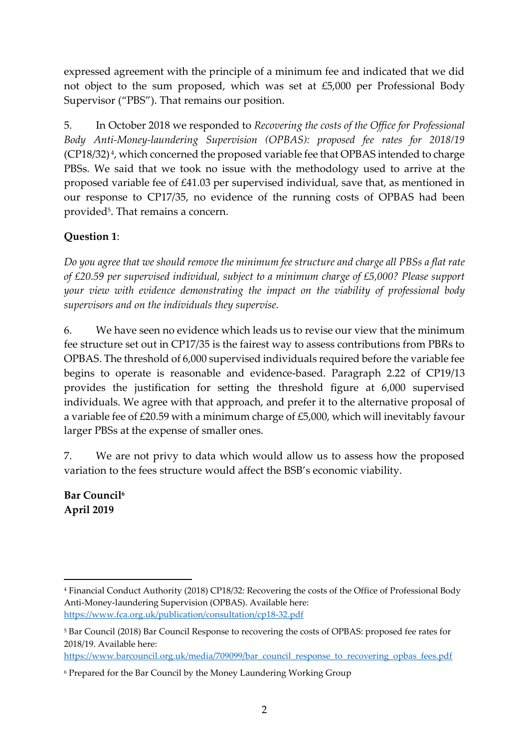expressed agreement with the principle of a minimum fee and indicated that we did not object to the sum proposed, which was set at £5,000 per Professional Body Supervisor ("PBS"). That remains our position.

5. In October 2018 we responded to *Recovering the costs of the Office for Professional Body Anti-Money-laundering Supervision (OPBAS): proposed fee rates for 2018/19* (CP18/32)[4], which concerned the proposed variable fee that OPBAS intended to charge PBSs. We said that we took no issue with the methodology used to arrive at the proposed variable fee of £41.03 per supervised individual, save that, as mentioned in our response to CP17/35, no evidence of the running costs of OPBAS had been provided[5]. That remains a concern.

**Question 1**:

*Do you agree that we should remove the minimum fee structure and charge all PBSs a flat rate of £20.59 per supervised individual, subject to a minimum charge of £5,000? Please support your view with evidence demonstrating the impact on the viability of professional body supervisors and on the individuals they supervise.*

6. We have seen no evidence which leads us to revise our view that the minimum fee structure set out in CP17/35 is the fairest way to assess contributions from PBRs to OPBAS. The threshold of 6,000 supervised individuals required before the variable fee begins to operate is reasonable and evidence-based. Paragraph 2.22 of CP19/13 provides the justification for setting the threshold figure at 6,000 supervised individuals. We agree with that approach, and prefer it to the alternative proposal of a variable fee of £20.59 with a minimum charge of £5,000, which will inevitably favour larger PBSs at the expense of smaller ones.

7. We are not privy to data which would allow us to assess how the proposed variation to the fees structure would affect the BSB's economic viability.

**Bar Council**[6]
**April 2019**

---

[4] Financial Conduct Authority (2018) CP18/32: Recovering the costs of the Office of Professional Body Anti-Money-laundering Supervision (OPBAS). Available here: https://www.fca.org.uk/publication/consultation/cp18-32.pdf

[5] Bar Council (2018) Bar Council Response to recovering the costs of OPBAS: proposed fee rates for 2018/19. Available here: https://www.barcouncil.org.uk/media/709099/bar_council_response_to_recovering_opbas_fees.pdf

[6] Prepared for the Bar Council by the Money Laundering Working Group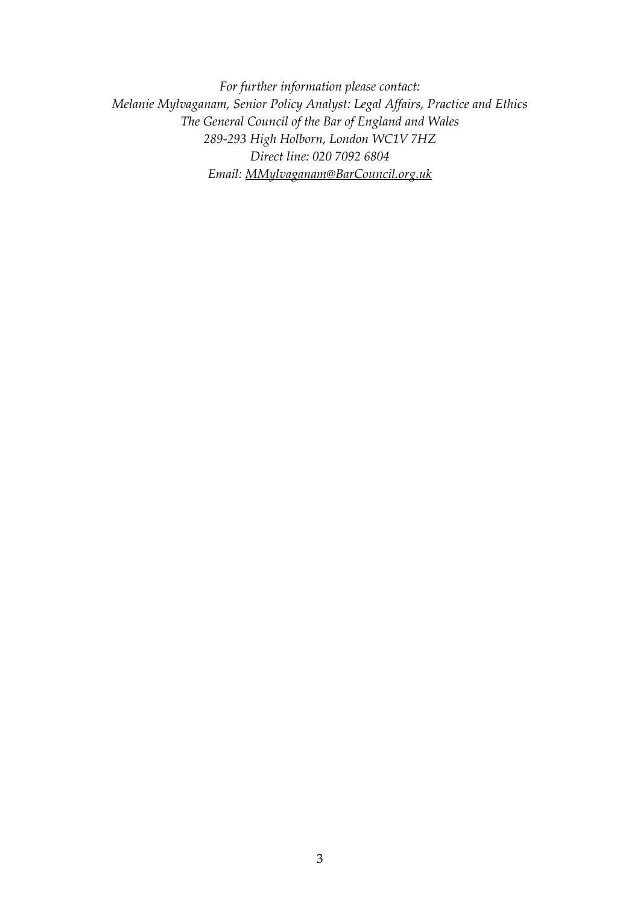*For further information please contact:*
*Melanie Mylvaganam, Senior Policy Analyst: Legal Affairs, Practice and Ethics*
*The General Council of the Bar of England and Wales*
*289-293 High Holborn, London WC1V 7HZ*
*Direct line: 020 7092 6804*
*Email: MMylvaganam@BarCouncil.org.uk*